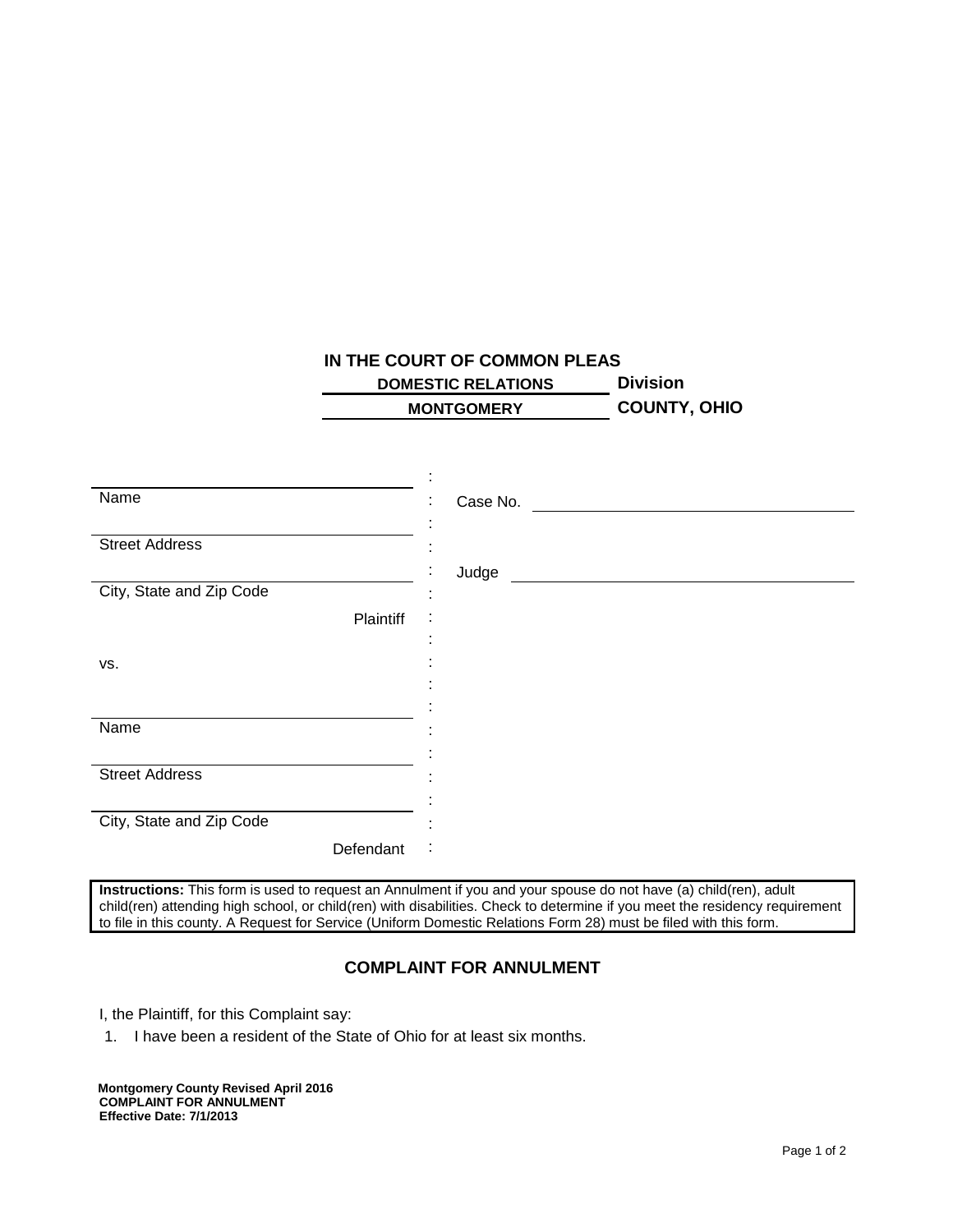**IN THE COURT OF COMMON PLEAS**

**DOMESTIC RELATIONS Division**

**MONTGOMERY COUNTY, OHIO**

| | | |
|---|---|---|
| ______________________________ | : | |
| Name | : | Case No. ______________________________ |
| ______________________________ | : | |
| Street Address | : | |
| ______________________________ | : | Judge ______________________________ |
| City, State and Zip Code | : | |
| Plaintiff | : | |
| | : | |
| vs. | : | |
| | : | |
| ______________________________ | : | |
| Name | : | |
| ______________________________ | : | |
| Street Address | : | |
| ______________________________ | : | |
| City, State and Zip Code | : | |
| Defendant | : | |

**Instructions:** This form is used to request an Annulment if you and your spouse do not have (a) child(ren), adult child(ren) attending high school, or child(ren) with disabilities. Check to determine if you meet the residency requirement to file in this county. A Request for Service (Uniform Domestic Relations Form 28) must be filed with this form.

## COMPLAINT FOR ANNULMENT

I, the Plaintiff, for this Complaint say:

1. I have been a resident of the State of Ohio for at least six months.

**Montgomery County Revised April 2016**
**COMPLAINT FOR ANNULMENT**
**Effective Date: 7/1/2013**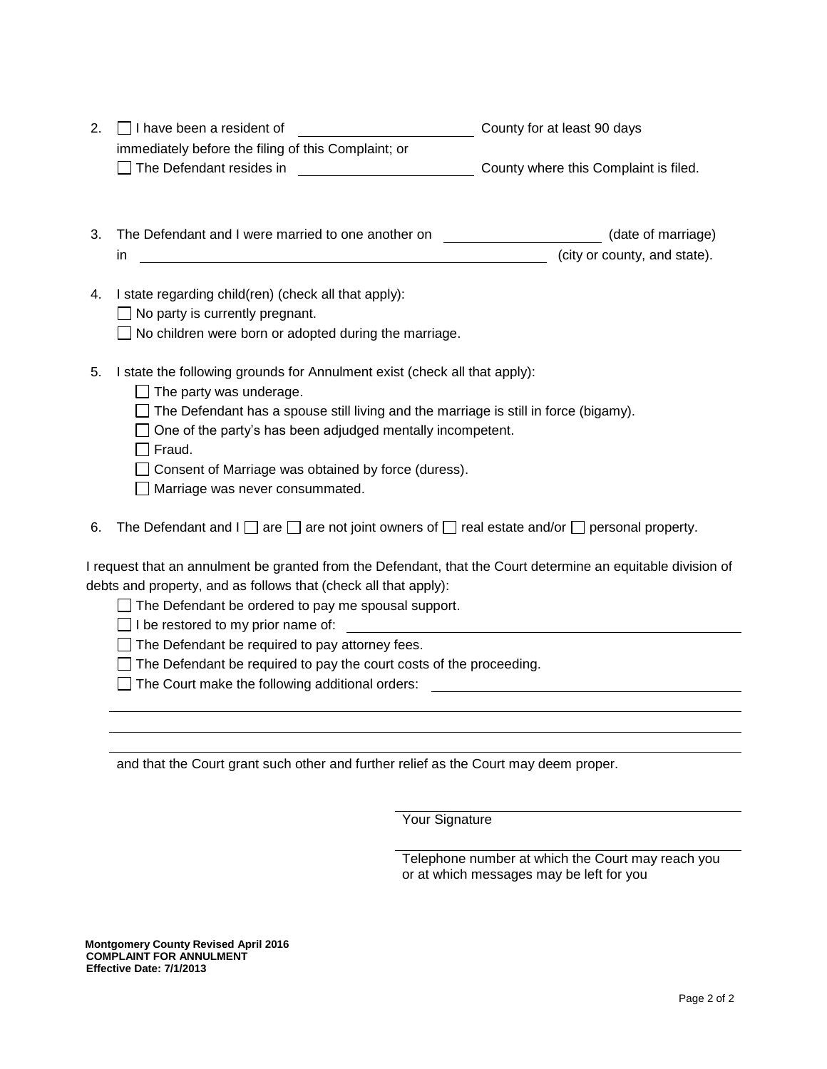2. ☐ I have been a resident of ______________________ County for at least 90 days immediately before the filing of this Complaint; or
   ☐ The Defendant resides in ______________________ County where this Complaint is filed.

3. The Defendant and I were married to one another on ____________________ (date of marriage) in ______________________________________________ (city or county, and state).

4. I state regarding child(ren) (check all that apply):
   ☐ No party is currently pregnant.
   ☐ No children were born or adopted during the marriage.

5. I state the following grounds for Annulment exist (check all that apply):
   ☐ The party was underage.
   ☐ The Defendant has a spouse still living and the marriage is still in force (bigamy).
   ☐ One of the party's has been adjudged mentally incompetent.
   ☐ Fraud.
   ☐ Consent of Marriage was obtained by force (duress).
   ☐ Marriage was never consummated.

6. The Defendant and I ☐ are ☐ are not joint owners of ☐ real estate and/or ☐ personal property.

I request that an annulment be granted from the Defendant, that the Court determine an equitable division of debts and property, and as follows that (check all that apply):

☐ The Defendant be ordered to pay me spousal support.
☐ I be restored to my prior name of: ______________________________________________
☐ The Defendant be required to pay attorney fees.
☐ The Defendant be required to pay the court costs of the proceeding.
☐ The Court make the following additional orders: ______________________________________________
______________________________________________
______________________________________________
______________________________________________

and that the Court grant such other and further relief as the Court may deem proper.

______________________________________________
Your Signature

______________________________________________
Telephone number at which the Court may reach you or at which messages may be left for you

**Montgomery County Revised April 2016**
**COMPLAINT FOR ANNULMENT**
**Effective Date: 7/1/2013**